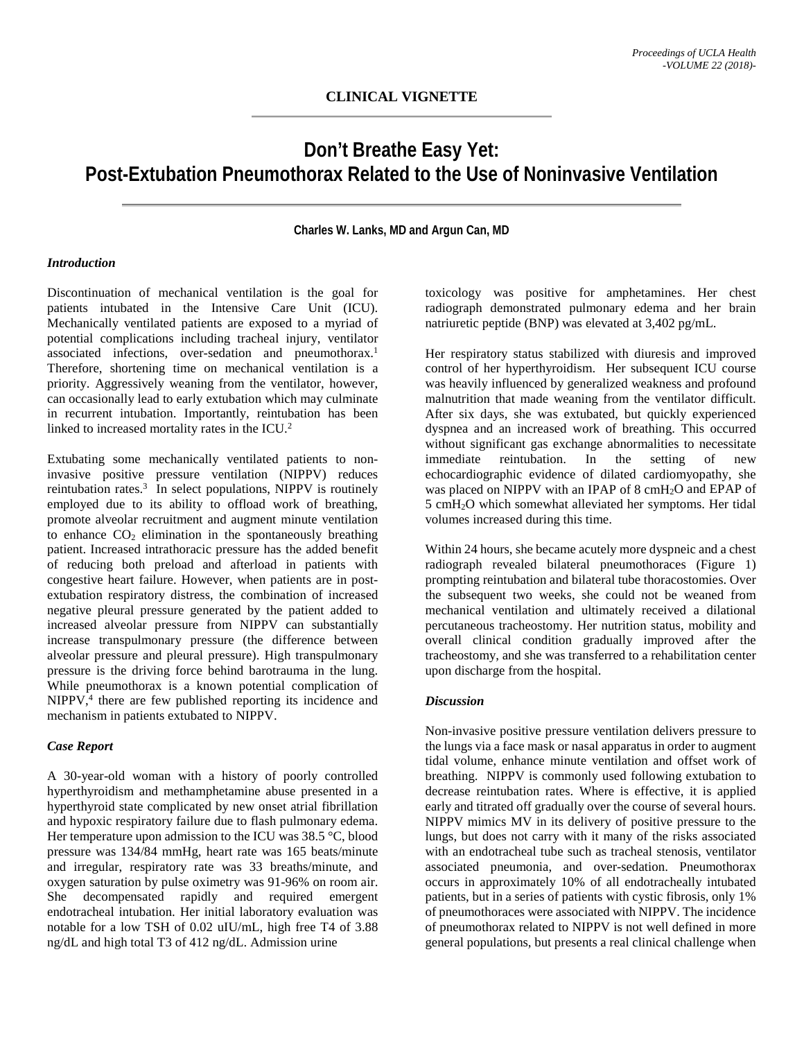## CLINICAL VIGNETTE

# Don't Breathe Easy Yet: Post-Extubation Pneumothorax Related to the Use of Noninvasive Ventilation

**Charles W. Lanks, MD and Argun Can, MD**

### *Introduction*

Discontinuation of mechanical ventilation is the goal for patients intubated in the Intensive Care Unit (ICU). Mechanically ventilated patients are exposed to a myriad of potential complications including tracheal injury, ventilator associated infections, over-sedation and pneumothorax.[1] Therefore, shortening time on mechanical ventilation is a priority. Aggressively weaning from the ventilator, however, can occasionally lead to early extubation which may culminate in recurrent intubation. Importantly, reintubation has been linked to increased mortality rates in the ICU.[2]

Extubating some mechanically ventilated patients to non-invasive positive pressure ventilation (NIPPV) reduces reintubation rates.[3] In select populations, NIPPV is routinely employed due to its ability to offload work of breathing, promote alveolar recruitment and augment minute ventilation to enhance $CO_2$ elimination in the spontaneously breathing patient. Increased intrathoracic pressure has the added benefit of reducing both preload and afterload in patients with congestive heart failure. However, when patients are in post-extubation respiratory distress, the combination of increased negative pleural pressure generated by the patient added to increased alveolar pressure from NIPPV can substantially increase transpulmonary pressure (the difference between alveolar pressure and pleural pressure). High transpulmonary pressure is the driving force behind barotrauma in the lung. While pneumothorax is a known potential complication of NIPPV,[4] there are few published reporting its incidence and mechanism in patients extubated to NIPPV.

### *Case Report*

A 30-year-old woman with a history of poorly controlled hyperthyroidism and methamphetamine abuse presented in a hyperthyroid state complicated by new onset atrial fibrillation and hypoxic respiratory failure due to flash pulmonary edema. Her temperature upon admission to the ICU was 38.5 °C, blood pressure was 134/84 mmHg, heart rate was 165 beats/minute and irregular, respiratory rate was 33 breaths/minute, and oxygen saturation by pulse oximetry was 91-96% on room air. She decompensated rapidly and required emergent endotracheal intubation. Her initial laboratory evaluation was notable for a low TSH of 0.02 uIU/mL, high free T4 of 3.88 ng/dL and high total T3 of 412 ng/dL. Admission urine toxicology was positive for amphetamines. Her chest radiograph demonstrated pulmonary edema and her brain natriuretic peptide (BNP) was elevated at 3,402 pg/mL.

Her respiratory status stabilized with diuresis and improved control of her hyperthyroidism. Her subsequent ICU course was heavily influenced by generalized weakness and profound malnutrition that made weaning from the ventilator difficult. After six days, she was extubated, but quickly experienced dyspnea and an increased work of breathing. This occurred without significant gas exchange abnormalities to necessitate immediate reintubation. In the setting of new echocardiographic evidence of dilated cardiomyopathy, she was placed on NIPPV with an IPAP of 8 $cmH_2O$ and EPAP of 5 $cmH_2O$ which somewhat alleviated her symptoms. Her tidal volumes increased during this time.

Within 24 hours, she became acutely more dyspneic and a chest radiograph revealed bilateral pneumothoraces (Figure 1) prompting reintubation and bilateral tube thoracostomies. Over the subsequent two weeks, she could not be weaned from mechanical ventilation and ultimately received a dilational percutaneous tracheostomy. Her nutrition status, mobility and overall clinical condition gradually improved after the tracheostomy, and she was transferred to a rehabilitation center upon discharge from the hospital.

### *Discussion*

Non-invasive positive pressure ventilation delivers pressure to the lungs via a face mask or nasal apparatus in order to augment tidal volume, enhance minute ventilation and offset work of breathing. NIPPV is commonly used following extubation to decrease reintubation rates. Where is effective, it is applied early and titrated off gradually over the course of several hours. NIPPV mimics MV in its delivery of positive pressure to the lungs, but does not carry with it many of the risks associated with an endotracheal tube such as tracheal stenosis, ventilator associated pneumonia, and over-sedation. Pneumothorax occurs in approximately 10% of all endotracheally intubated patients, but in a series of patients with cystic fibrosis, only 1% of pneumothoraces were associated with NIPPV. The incidence of pneumothorax related to NIPPV is not well defined in more general populations, but presents a real clinical challenge when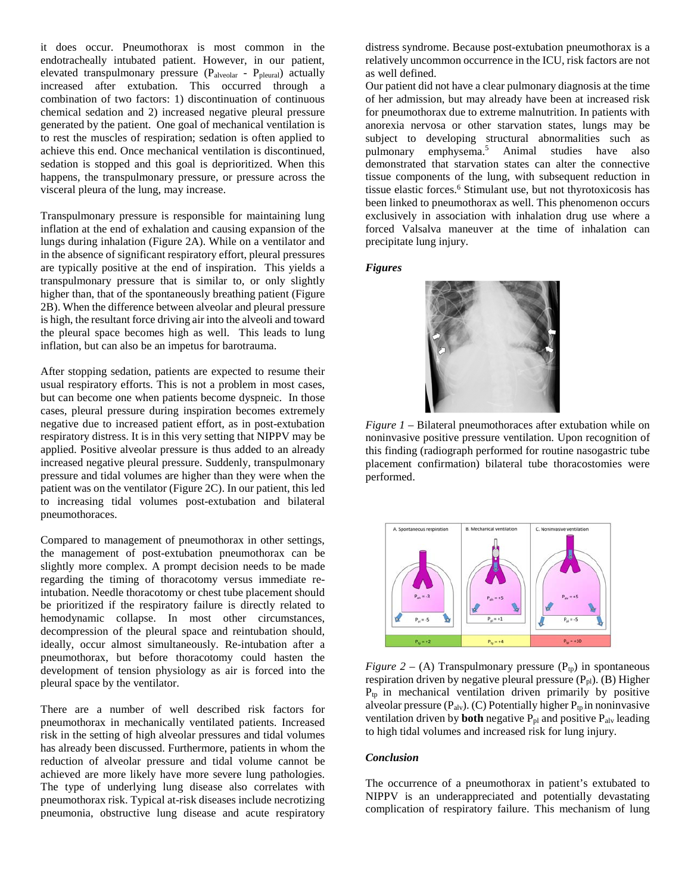it does occur. Pneumothorax is most common in the endotracheally intubated patient. However, in our patient, elevated transpulmonary pressure ($P_{alveolar}$ - $P_{pleural}$) actually increased after extubation. This occurred through a combination of two factors: 1) discontinuation of continuous chemical sedation and 2) increased negative pleural pressure generated by the patient. One goal of mechanical ventilation is to rest the muscles of respiration; sedation is often applied to achieve this end. Once mechanical ventilation is discontinued, sedation is stopped and this goal is deprioritized. When this happens, the transpulmonary pressure, or pressure across the visceral pleura of the lung, may increase.

Transpulmonary pressure is responsible for maintaining lung inflation at the end of exhalation and causing expansion of the lungs during inhalation (Figure 2A). While on a ventilator and in the absence of significant respiratory effort, pleural pressures are typically positive at the end of inspiration. This yields a transpulmonary pressure that is similar to, or only slightly higher than, that of the spontaneously breathing patient (Figure 2B). When the difference between alveolar and pleural pressure is high, the resultant force driving air into the alveoli and toward the pleural space becomes high as well. This leads to lung inflation, but can also be an impetus for barotrauma.

After stopping sedation, patients are expected to resume their usual respiratory efforts. This is not a problem in most cases, but can become one when patients become dyspneic. In those cases, pleural pressure during inspiration becomes extremely negative due to increased patient effort, as in post-extubation respiratory distress. It is in this very setting that NIPPV may be applied. Positive alveolar pressure is thus added to an already increased negative pleural pressure. Suddenly, transpulmonary pressure and tidal volumes are higher than they were when the patient was on the ventilator (Figure 2C). In our patient, this led to increasing tidal volumes post-extubation and bilateral pneumothoraces.

Compared to management of pneumothorax in other settings, the management of post-extubation pneumothorax can be slightly more complex. A prompt decision needs to be made regarding the timing of thoracotomy versus immediate re-intubation. Needle thoracotomy or chest tube placement should be prioritized if the respiratory failure is directly related to hemodynamic collapse. In most other circumstances, decompression of the pleural space and reintubation should, ideally, occur almost simultaneously. Re-intubation after a pneumothorax, but before thoracotomy could hasten the development of tension physiology as air is forced into the pleural space by the ventilator.

There are a number of well described risk factors for pneumothorax in mechanically ventilated patients. Increased risk in the setting of high alveolar pressures and tidal volumes has already been discussed. Furthermore, patients in whom the reduction of alveolar pressure and tidal volume cannot be achieved are more likely have more severe lung pathologies. The type of underlying lung disease also correlates with pneumothorax risk. Typical at-risk diseases include necrotizing pneumonia, obstructive lung disease and acute respiratory distress syndrome. Because post-extubation pneumothorax is a relatively uncommon occurrence in the ICU, risk factors are not as well defined.

Our patient did not have a clear pulmonary diagnosis at the time of her admission, but may already have been at increased risk for pneumothorax due to extreme malnutrition. In patients with anorexia nervosa or other starvation states, lungs may be subject to developing structural abnormalities such as pulmonary emphysema.[5] Animal studies have also demonstrated that starvation states can alter the connective tissue components of the lung, with subsequent reduction in tissue elastic forces.[6] Stimulant use, but not thyrotoxicosis has been linked to pneumothorax as well. This phenomenon occurs exclusively in association with inhalation drug use where a forced Valsalva maneuver at the time of inhalation can precipitate lung injury.

***Figures***

*Figure 1* – Bilateral pneumothoraces after extubation while on noninvasive positive pressure ventilation. Upon recognition of this finding (radiograph performed for routine nasogastric tube placement confirmation) bilateral tube thoracostomies were performed.

*Figure 2* – (A) Transpulmonary pressure ($P_{tp}$) in spontaneous respiration driven by negative pleural pressure ($P_{pl}$). (B) Higher $P_{tp}$ in mechanical ventilation driven primarily by positive alveolar pressure ($P_{alv}$). (C) Potentially higher $P_{tp}$ in noninvasive ventilation driven by **both** negative $P_{pl}$ and positive $P_{alv}$ leading to high tidal volumes and increased risk for lung injury.

***Conclusion***

The occurrence of a pneumothorax in patient's extubated to NIPPV is an underappreciated and potentially devastating complication of respiratory failure. This mechanism of lung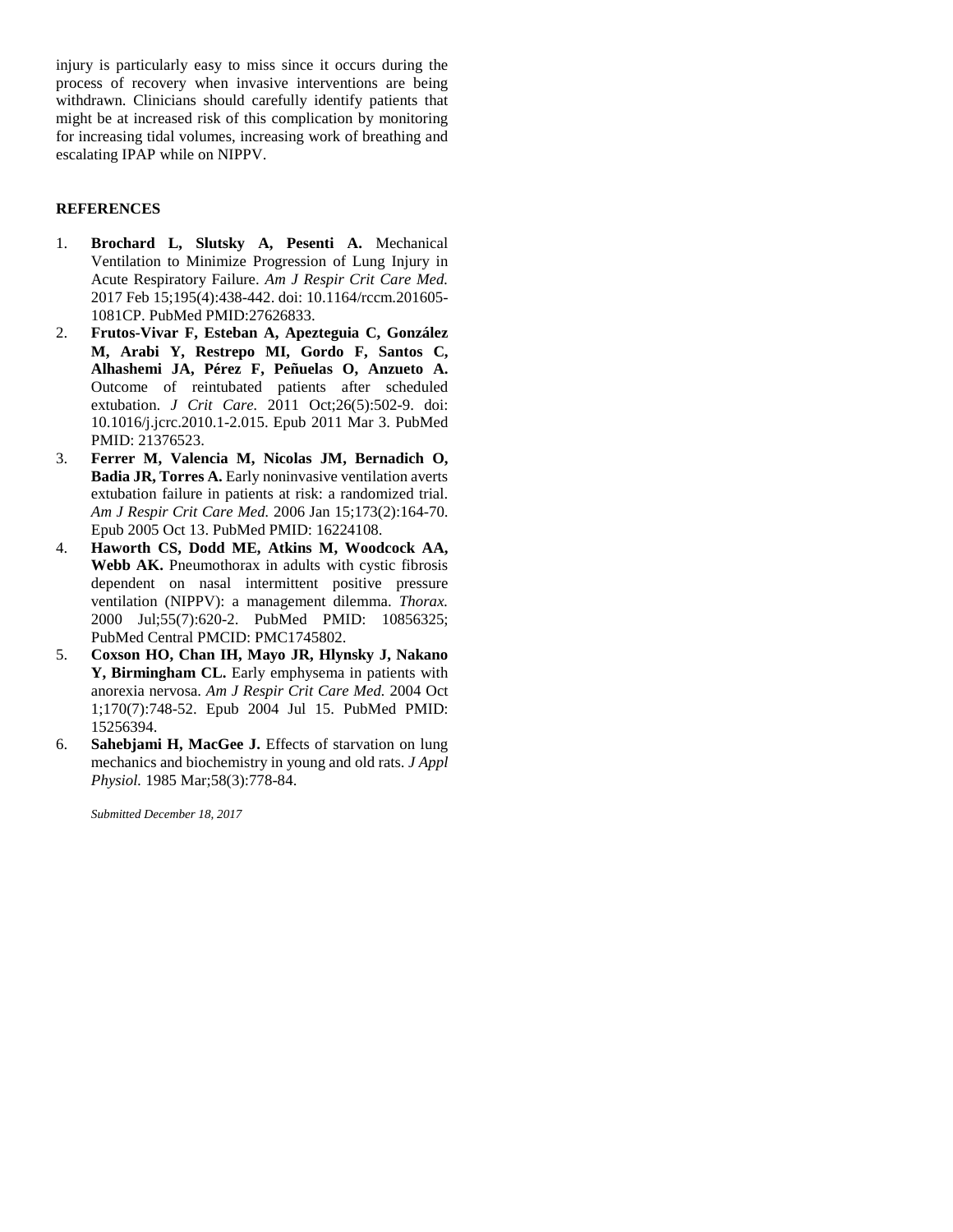injury is particularly easy to miss since it occurs during the process of recovery when invasive interventions are being withdrawn. Clinicians should carefully identify patients that might be at increased risk of this complication by monitoring for increasing tidal volumes, increasing work of breathing and escalating IPAP while on NIPPV.

## REFERENCES

1. **Brochard L, Slutsky A, Pesenti A.** Mechanical Ventilation to Minimize Progression of Lung Injury in Acute Respiratory Failure. *Am J Respir Crit Care Med.* 2017 Feb 15;195(4):438-442. doi: 10.1164/rccm.201605-1081CP. PubMed PMID:27626833.
2. **Frutos-Vivar F, Esteban A, Apezteguia C, González M, Arabi Y, Restrepo MI, Gordo F, Santos C, Alhashemi JA, Pérez F, Peñuelas O, Anzueto A.** Outcome of reintubated patients after scheduled extubation. *J Crit Care.* 2011 Oct;26(5):502-9. doi: 10.1016/j.jcrc.2010.1-2.015. Epub 2011 Mar 3. PubMed PMID: 21376523.
3. **Ferrer M, Valencia M, Nicolas JM, Bernadich O, Badia JR, Torres A.** Early noninvasive ventilation averts extubation failure in patients at risk: a randomized trial. *Am J Respir Crit Care Med.* 2006 Jan 15;173(2):164-70. Epub 2005 Oct 13. PubMed PMID: 16224108.
4. **Haworth CS, Dodd ME, Atkins M, Woodcock AA, Webb AK.** Pneumothorax in adults with cystic fibrosis dependent on nasal intermittent positive pressure ventilation (NIPPV): a management dilemma. *Thorax.* 2000 Jul;55(7):620-2. PubMed PMID: 10856325; PubMed Central PMCID: PMC1745802.
5. **Coxson HO, Chan IH, Mayo JR, Hlynsky J, Nakano Y, Birmingham CL.** Early emphysema in patients with anorexia nervosa. *Am J Respir Crit Care Med.* 2004 Oct 1;170(7):748-52. Epub 2004 Jul 15. PubMed PMID: 15256394.
6. **Sahebjami H, MacGee J.** Effects of starvation on lung mechanics and biochemistry in young and old rats. *J Appl Physiol.* 1985 Mar;58(3):778-84.

*Submitted December 18, 2017*